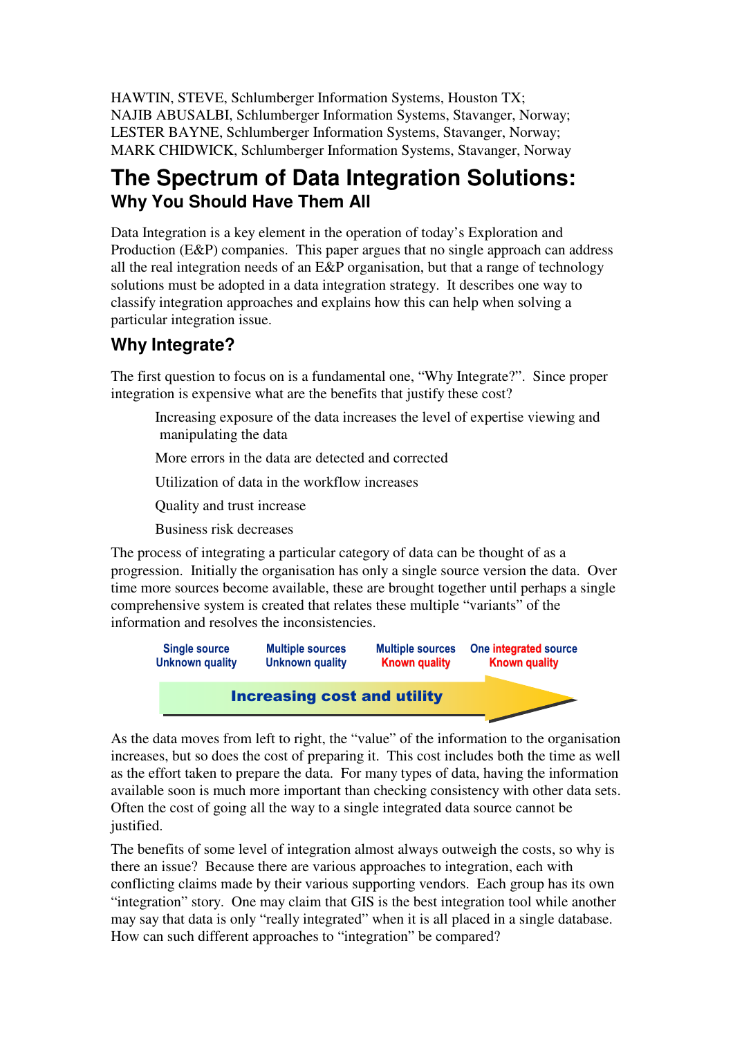HAWTIN, STEVE, Schlumberger Information Systems, Houston TX;
NAJIB ABUSALBI, Schlumberger Information Systems, Stavanger, Norway;
LESTER BAYNE, Schlumberger Information Systems, Stavanger, Norway;
MARK CHIDWICK, Schlumberger Information Systems, Stavanger, Norway

# The Spectrum of Data Integration Solutions:

## Why You Should Have Them All

Data Integration is a key element in the operation of today's Exploration and Production (E&P) companies. This paper argues that no single approach can address all the real integration needs of an E&P organisation, but that a range of technology solutions must be adopted in a data integration strategy. It describes one way to classify integration approaches and explains how this can help when solving a particular integration issue.

## Why Integrate?

The first question to focus on is a fundamental one, "Why Integrate?". Since proper integration is expensive what are the benefits that justify these cost?

- Increasing exposure of the data increases the level of expertise viewing and manipulating the data
- More errors in the data are detected and corrected
- Utilization of data in the workflow increases
- Quality and trust increase
- Business risk decreases

The process of integrating a particular category of data can be thought of as a progression. Initially the organisation has only a single source version the data. Over time more sources become available, these are brought together until perhaps a single comprehensive system is created that relates these multiple "variants" of the information and resolves the inconsistencies.

| Single source<br>Unknown quality | Multiple sources<br>Unknown quality | Multiple sources<br>Known quality | One integrated source<br>Known quality |
|---|---|---|---|

**Increasing cost and utility** →

As the data moves from left to right, the "value" of the information to the organisation increases, but so does the cost of preparing it. This cost includes both the time as well as the effort taken to prepare the data. For many types of data, having the information available soon is much more important than checking consistency with other data sets. Often the cost of going all the way to a single integrated data source cannot be justified.

The benefits of some level of integration almost always outweigh the costs, so why is there an issue? Because there are various approaches to integration, each with conflicting claims made by their various supporting vendors. Each group has its own "integration" story. One may claim that GIS is the best integration tool while another may say that data is only "really integrated" when it is all placed in a single database. How can such different approaches to "integration" be compared?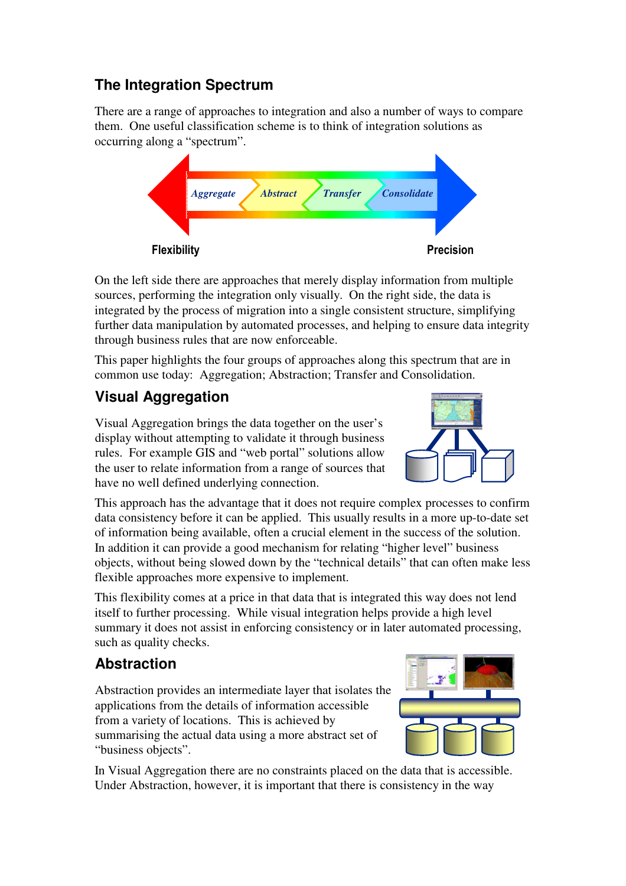## The Integration Spectrum

There are a range of approaches to integration and also a number of ways to compare them. One useful classification scheme is to think of integration solutions as occurring along a "spectrum".

On the left side there are approaches that merely display information from multiple sources, performing the integration only visually. On the right side, the data is integrated by the process of migration into a single consistent structure, simplifying further data manipulation by automated processes, and helping to ensure data integrity through business rules that are now enforceable.

This paper highlights the four groups of approaches along this spectrum that are in common use today: Aggregation; Abstraction; Transfer and Consolidation.

## Visual Aggregation

Visual Aggregation brings the data together on the user's display without attempting to validate it through business rules. For example GIS and "web portal" solutions allow the user to relate information from a range of sources that have no well defined underlying connection.

This approach has the advantage that it does not require complex processes to confirm data consistency before it can be applied. This usually results in a more up-to-date set of information being available, often a crucial element in the success of the solution. In addition it can provide a good mechanism for relating "higher level" business objects, without being slowed down by the "technical details" that can often make less flexible approaches more expensive to implement.

This flexibility comes at a price in that data that is integrated this way does not lend itself to further processing. While visual integration helps provide a high level summary it does not assist in enforcing consistency or in later automated processing, such as quality checks.

## Abstraction

Abstraction provides an intermediate layer that isolates the applications from the details of information accessible from a variety of locations. This is achieved by summarising the actual data using a more abstract set of "business objects".

In Visual Aggregation there are no constraints placed on the data that is accessible. Under Abstraction, however, it is important that there is consistency in the way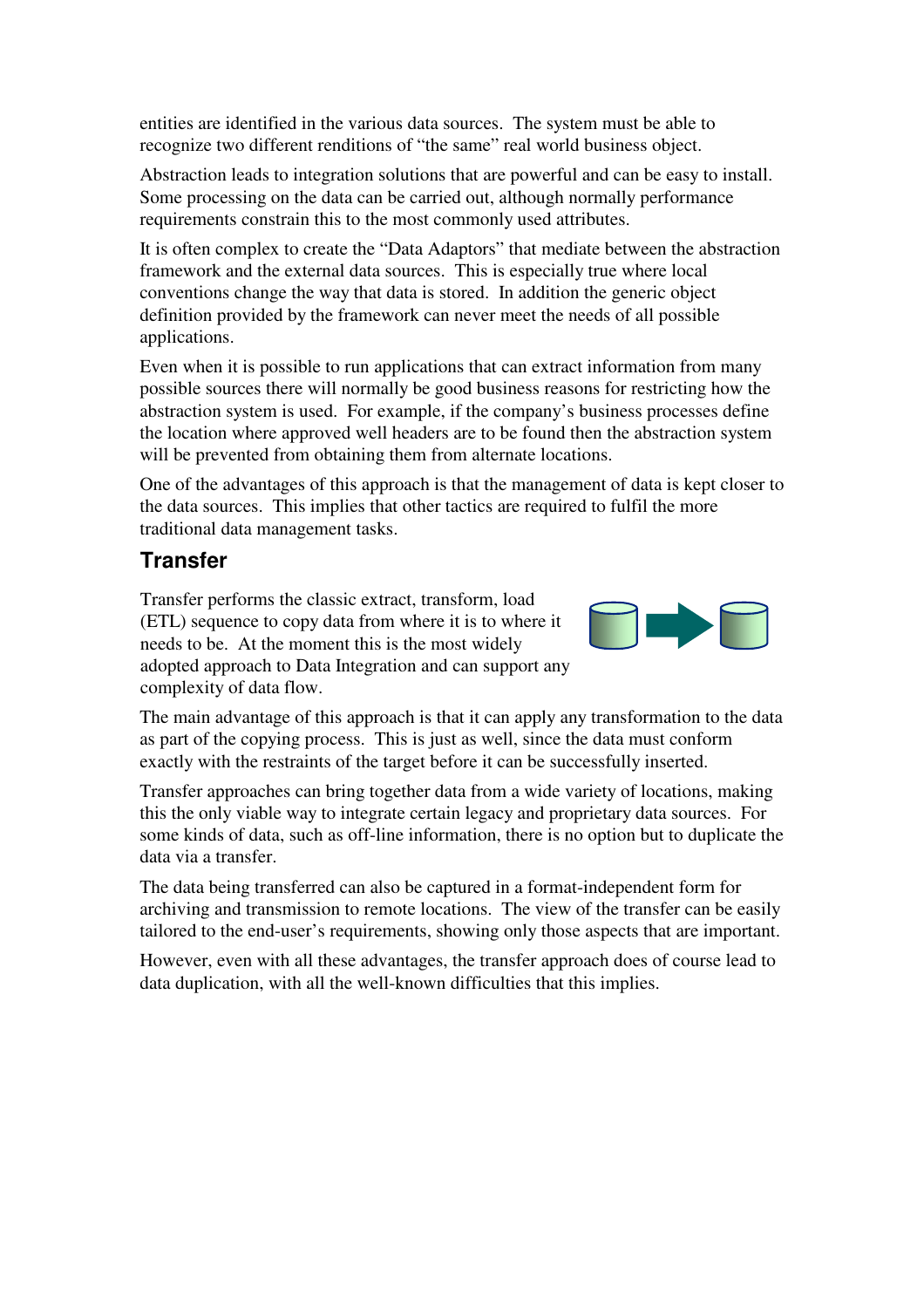entities are identified in the various data sources. The system must be able to recognize two different renditions of "the same" real world business object.

Abstraction leads to integration solutions that are powerful and can be easy to install. Some processing on the data can be carried out, although normally performance requirements constrain this to the most commonly used attributes.

It is often complex to create the "Data Adaptors" that mediate between the abstraction framework and the external data sources. This is especially true where local conventions change the way that data is stored. In addition the generic object definition provided by the framework can never meet the needs of all possible applications.

Even when it is possible to run applications that can extract information from many possible sources there will normally be good business reasons for restricting how the abstraction system is used. For example, if the company's business processes define the location where approved well headers are to be found then the abstraction system will be prevented from obtaining them from alternate locations.

One of the advantages of this approach is that the management of data is kept closer to the data sources. This implies that other tactics are required to fulfil the more traditional data management tasks.

## Transfer

Transfer performs the classic extract, transform, load (ETL) sequence to copy data from where it is to where it needs to be. At the moment this is the most widely adopted approach to Data Integration and can support any complexity of data flow.

The main advantage of this approach is that it can apply any transformation to the data as part of the copying process. This is just as well, since the data must conform exactly with the restraints of the target before it can be successfully inserted.

Transfer approaches can bring together data from a wide variety of locations, making this the only viable way to integrate certain legacy and proprietary data sources. For some kinds of data, such as off-line information, there is no option but to duplicate the data via a transfer.

The data being transferred can also be captured in a format-independent form for archiving and transmission to remote locations. The view of the transfer can be easily tailored to the end-user's requirements, showing only those aspects that are important.

However, even with all these advantages, the transfer approach does of course lead to data duplication, with all the well-known difficulties that this implies.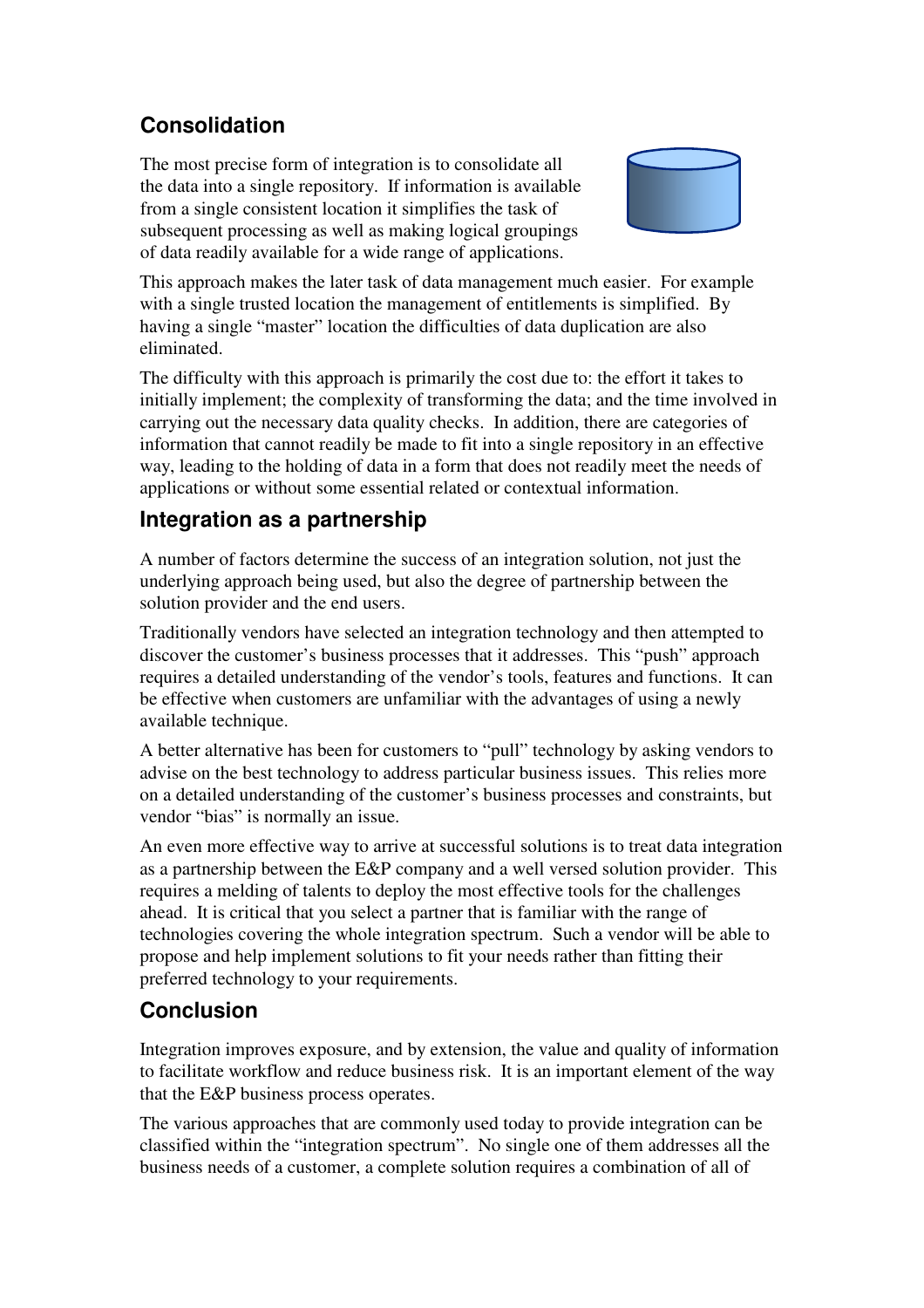## Consolidation

The most precise form of integration is to consolidate all the data into a single repository. If information is available from a single consistent location it simplifies the task of subsequent processing as well as making logical groupings of data readily available for a wide range of applications.

This approach makes the later task of data management much easier. For example with a single trusted location the management of entitlements is simplified. By having a single "master" location the difficulties of data duplication are also eliminated.

The difficulty with this approach is primarily the cost due to: the effort it takes to initially implement; the complexity of transforming the data; and the time involved in carrying out the necessary data quality checks. In addition, there are categories of information that cannot readily be made to fit into a single repository in an effective way, leading to the holding of data in a form that does not readily meet the needs of applications or without some essential related or contextual information.

## Integration as a partnership

A number of factors determine the success of an integration solution, not just the underlying approach being used, but also the degree of partnership between the solution provider and the end users.

Traditionally vendors have selected an integration technology and then attempted to discover the customer's business processes that it addresses. This "push" approach requires a detailed understanding of the vendor's tools, features and functions. It can be effective when customers are unfamiliar with the advantages of using a newly available technique.

A better alternative has been for customers to "pull" technology by asking vendors to advise on the best technology to address particular business issues. This relies more on a detailed understanding of the customer's business processes and constraints, but vendor "bias" is normally an issue.

An even more effective way to arrive at successful solutions is to treat data integration as a partnership between the E&P company and a well versed solution provider. This requires a melding of talents to deploy the most effective tools for the challenges ahead. It is critical that you select a partner that is familiar with the range of technologies covering the whole integration spectrum. Such a vendor will be able to propose and help implement solutions to fit your needs rather than fitting their preferred technology to your requirements.

## Conclusion

Integration improves exposure, and by extension, the value and quality of information to facilitate workflow and reduce business risk. It is an important element of the way that the E&P business process operates.

The various approaches that are commonly used today to provide integration can be classified within the "integration spectrum". No single one of them addresses all the business needs of a customer, a complete solution requires a combination of all of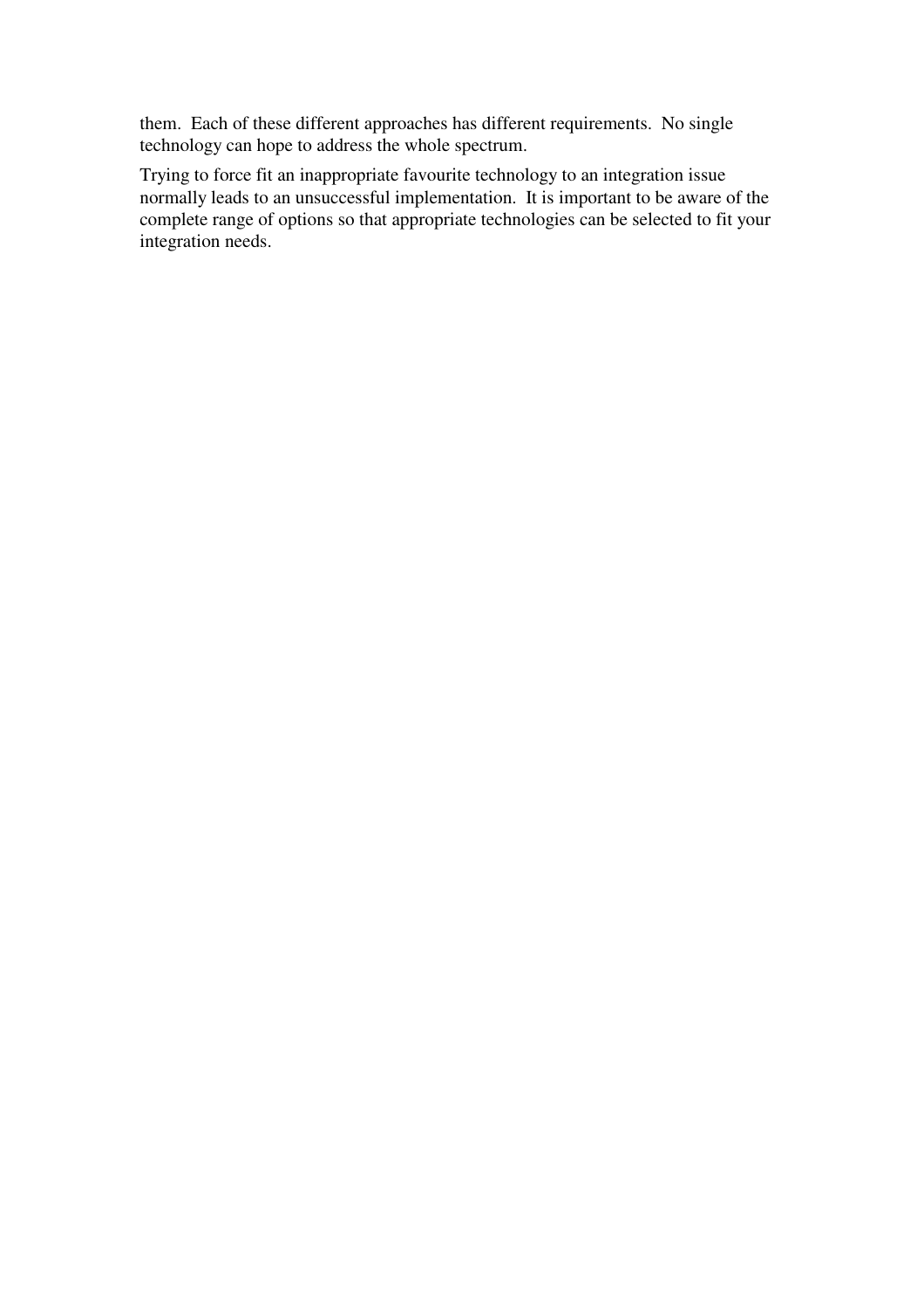them. Each of these different approaches has different requirements. No single technology can hope to address the whole spectrum.

Trying to force fit an inappropriate favourite technology to an integration issue normally leads to an unsuccessful implementation. It is important to be aware of the complete range of options so that appropriate technologies can be selected to fit your integration needs.